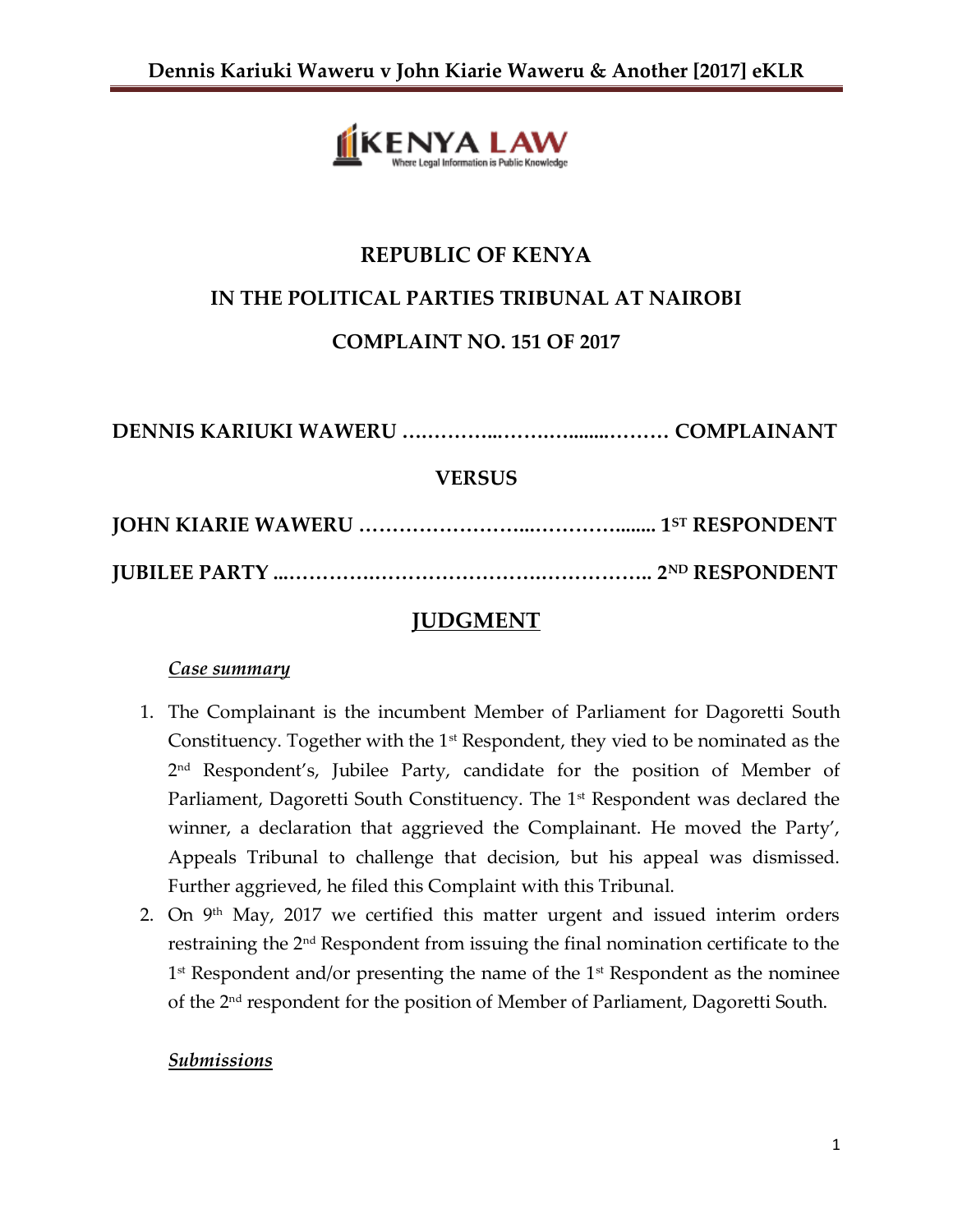# REPUBLIC OF KENYA

## IN THE POLITICAL PARTIES TRIBUNAL AT NAIROBI

## COMPLAINT NO. 151 OF 2017

**DENNIS KARIUKI WAWERU ……………..……….......……… COMPLAINANT**

**VERSUS**

**JOHN KIARIE WAWERU ……………………...………….…..... 1ST RESPONDENT**

**JUBILEE PARTY ....……………………………………………….. 2ND RESPONDENT**

## JUDGMENT

***Case summary***

1. The Complainant is the incumbent Member of Parliament for Dagoretti South Constituency. Together with the 1st Respondent, they vied to be nominated as the 2nd Respondent's, Jubilee Party, candidate for the position of Member of Parliament, Dagoretti South Constituency. The 1st Respondent was declared the winner, a declaration that aggrieved the Complainant. He moved the Party', Appeals Tribunal to challenge that decision, but his appeal was dismissed. Further aggrieved, he filed this Complaint with this Tribunal.
2. On 9th May, 2017 we certified this matter urgent and issued interim orders restraining the 2nd Respondent from issuing the final nomination certificate to the 1st Respondent and/or presenting the name of the 1st Respondent as the nominee of the 2nd respondent for the position of Member of Parliament, Dagoretti South.

***Submissions***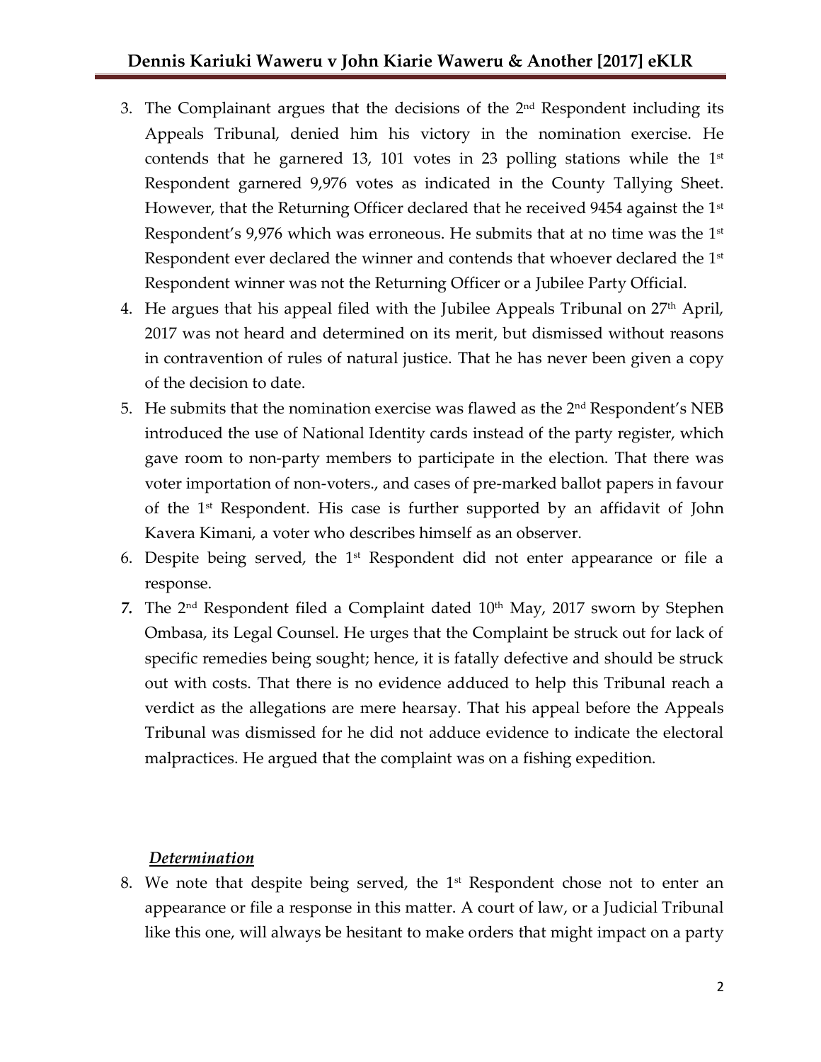3. The Complainant argues that the decisions of the 2nd Respondent including its Appeals Tribunal, denied him his victory in the nomination exercise. He contends that he garnered 13, 101 votes in 23 polling stations while the 1st Respondent garnered 9,976 votes as indicated in the County Tallying Sheet. However, that the Returning Officer declared that he received 9454 against the 1st Respondent's 9,976 which was erroneous. He submits that at no time was the 1st Respondent ever declared the winner and contends that whoever declared the 1st Respondent winner was not the Returning Officer or a Jubilee Party Official.
4. He argues that his appeal filed with the Jubilee Appeals Tribunal on 27th April, 2017 was not heard and determined on its merit, but dismissed without reasons in contravention of rules of natural justice. That he has never been given a copy of the decision to date.
5. He submits that the nomination exercise was flawed as the 2nd Respondent's NEB introduced the use of National Identity cards instead of the party register, which gave room to non-party members to participate in the election. That there was voter importation of non-voters., and cases of pre-marked ballot papers in favour of the 1st Respondent. His case is further supported by an affidavit of John Kavera Kimani, a voter who describes himself as an observer.
6. Despite being served, the 1st Respondent did not enter appearance or file a response.
7. The 2nd Respondent filed a Complaint dated 10th May, 2017 sworn by Stephen Ombasa, its Legal Counsel. He urges that the Complaint be struck out for lack of specific remedies being sought; hence, it is fatally defective and should be struck out with costs. That there is no evidence adduced to help this Tribunal reach a verdict as the allegations are mere hearsay. That his appeal before the Appeals Tribunal was dismissed for he did not adduce evidence to indicate the electoral malpractices. He argued that the complaint was on a fishing expedition.

***Determination***

8. We note that despite being served, the 1st Respondent chose not to enter an appearance or file a response in this matter. A court of law, or a Judicial Tribunal like this one, will always be hesitant to make orders that might impact on a party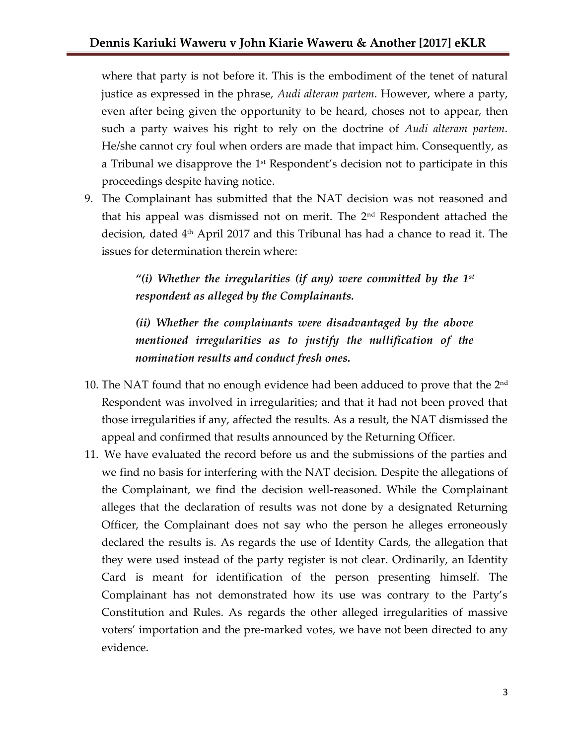where that party is not before it. This is the embodiment of the tenet of natural justice as expressed in the phrase, *Audi alteram partem*. However, where a party, even after being given the opportunity to be heard, choses not to appear, then such a party waives his right to rely on the doctrine of *Audi alteram partem*. He/she cannot cry foul when orders are made that impact him. Consequently, as a Tribunal we disapprove the 1st Respondent's decision not to participate in this proceedings despite having notice.

9. The Complainant has submitted that the NAT decision was not reasoned and that his appeal was dismissed not on merit. The 2nd Respondent attached the decision, dated 4th April 2017 and this Tribunal has had a chance to read it. The issues for determination therein where:

   > ***"(i) Whether the irregularities (if any) were committed by the 1st respondent as alleged by the Complainants.***
   >
   > ***(ii) Whether the complainants were disadvantaged by the above mentioned irregularities as to justify the nullification of the nomination results and conduct fresh ones.***

10. The NAT found that no enough evidence had been adduced to prove that the 2nd Respondent was involved in irregularities; and that it had not been proved that those irregularities if any, affected the results. As a result, the NAT dismissed the appeal and confirmed that results announced by the Returning Officer.

11. We have evaluated the record before us and the submissions of the parties and we find no basis for interfering with the NAT decision. Despite the allegations of the Complainant, we find the decision well-reasoned. While the Complainant alleges that the declaration of results was not done by a designated Returning Officer, the Complainant does not say who the person he alleges erroneously declared the results is. As regards the use of Identity Cards, the allegation that they were used instead of the party register is not clear. Ordinarily, an Identity Card is meant for identification of the person presenting himself. The Complainant has not demonstrated how its use was contrary to the Party's Constitution and Rules. As regards the other alleged irregularities of massive voters' importation and the pre-marked votes, we have not been directed to any evidence.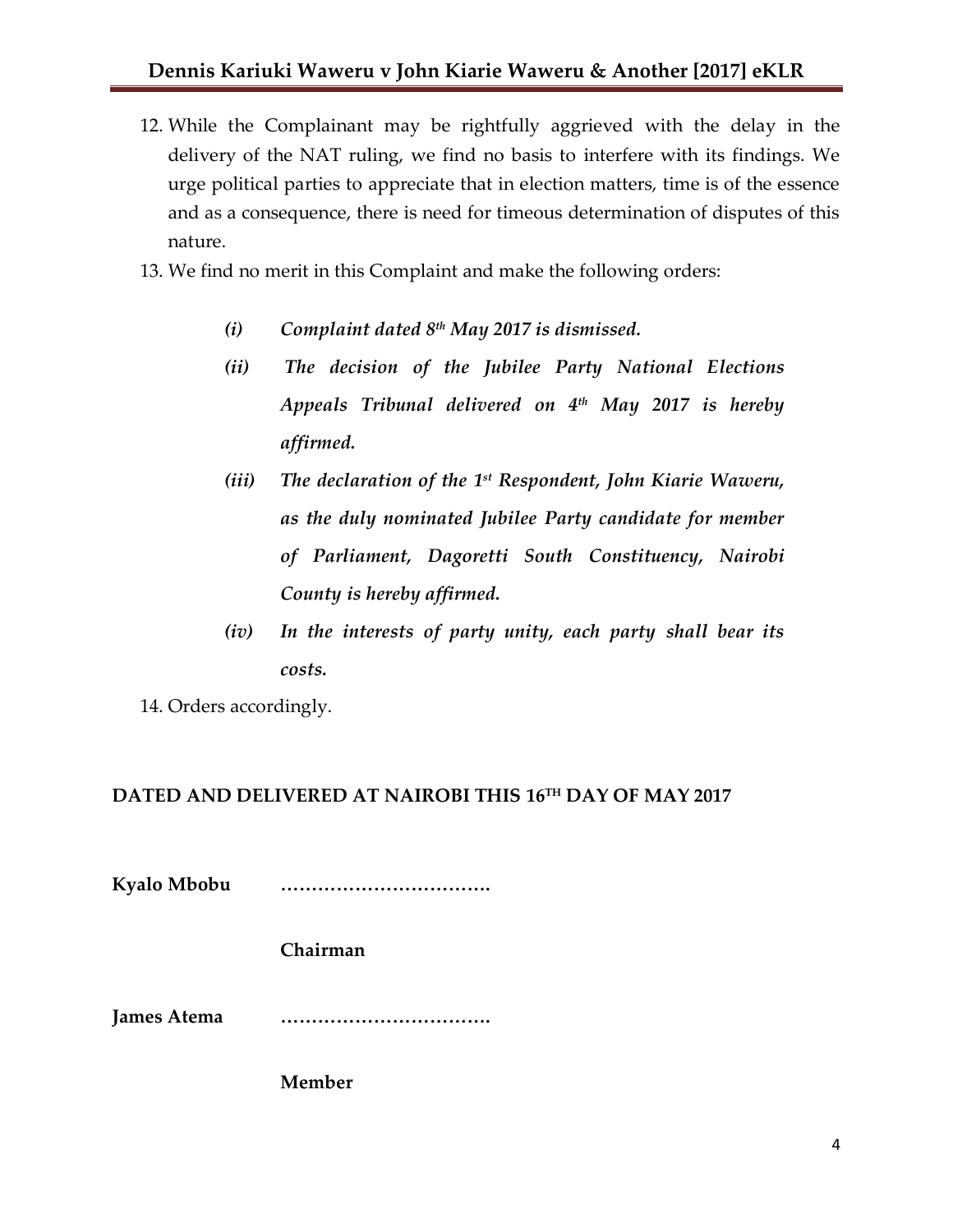12. While the Complainant may be rightfully aggrieved with the delay in the delivery of the NAT ruling, we find no basis to interfere with its findings. We urge political parties to appreciate that in election matters, time is of the essence and as a consequence, there is need for timeous determination of disputes of this nature.

13. We find no merit in this Complaint and make the following orders:

    ***(i)*** ***Complaint dated 8th May 2017 is dismissed.***

    ***(ii)*** ***The decision of the Jubilee Party National Elections Appeals Tribunal delivered on 4th May 2017 is hereby affirmed.***

    ***(iii)*** ***The declaration of the 1st Respondent, John Kiarie Waweru, as the duly nominated Jubilee Party candidate for member of Parliament, Dagoretti South Constituency, Nairobi County is hereby affirmed.***

    ***(iv)*** ***In the interests of party unity, each party shall bear its costs.***

14. Orders accordingly.

**DATED AND DELIVERED AT NAIROBI THIS 16TH DAY OF MAY 2017**

**Kyalo Mbobu** **…………………………….**

**Chairman**

**James Atema** **…………………………….**

**Member**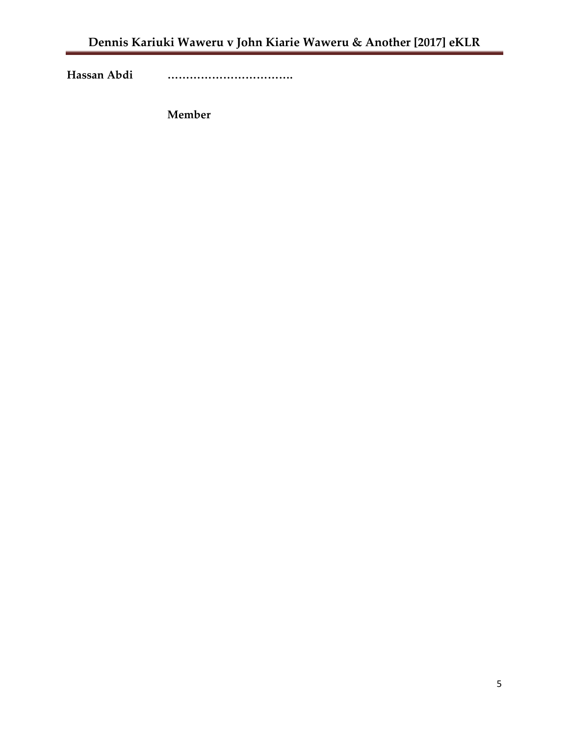**Hassan Abdi** …………………………….

**Member**